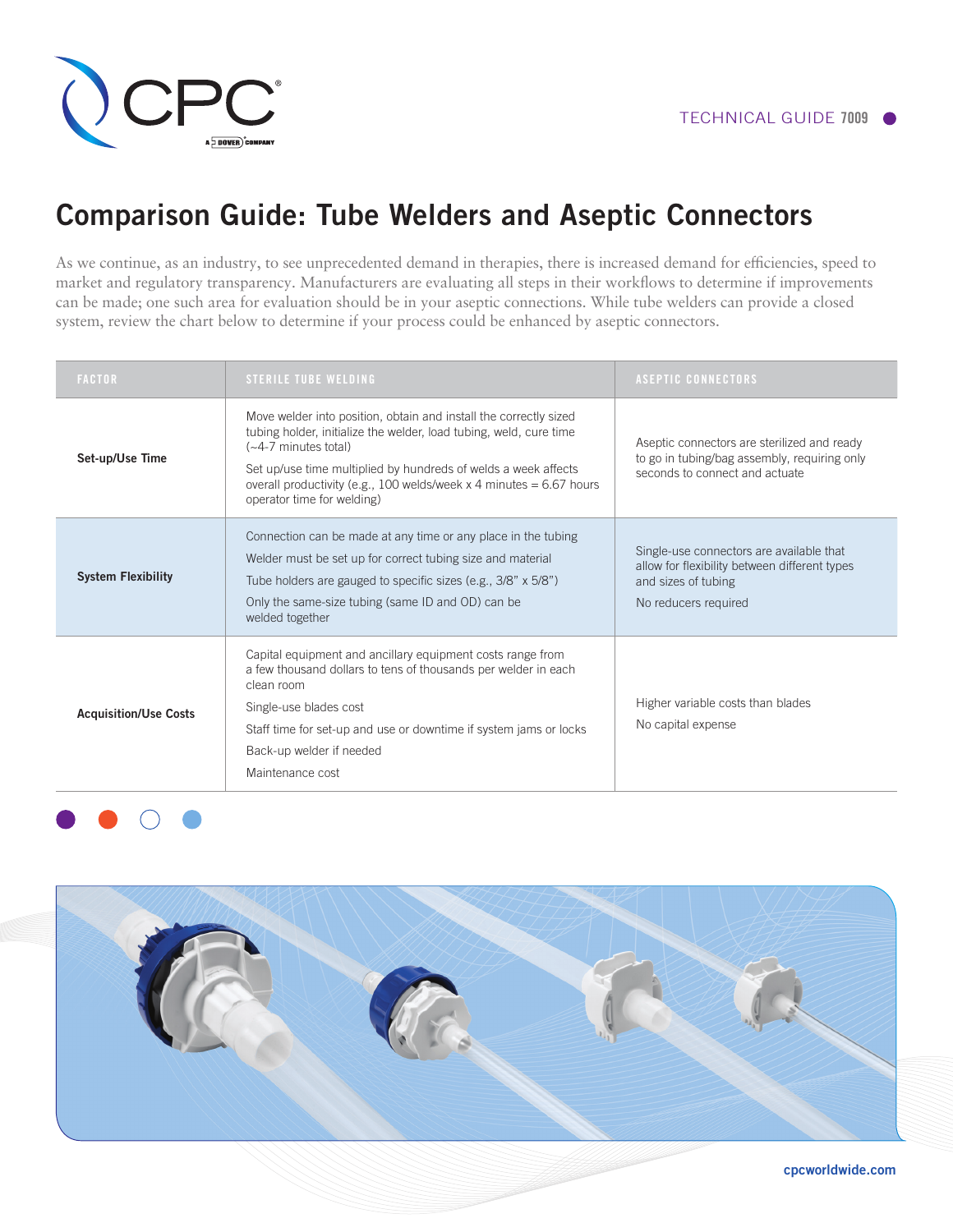TECHNICAL GUIDE 7009

# Comparison Guide: Tube Welders and Aseptic Connectors

As we continue, as an industry, to see unprecedented demand in therapies, there is increased demand for efficiencies, speed to market and regulatory transparency. Manufacturers are evaluating all steps in their workflows to determine if improvements can be made; one such area for evaluation should be in your aseptic connections. While tube welders can provide a closed system, review the chart below to determine if your process could be enhanced by aseptic connectors.

| FACTOR | STERILE TUBE WELDING | ASEPTIC CONNECTORS |
|---|---|---|
| **Set-up/Use Time** | Move welder into position, obtain and install the correctly sized tubing holder, initialize the welder, load tubing, weld, cure time (~4-7 minutes total)<br><br>Set up/use time multiplied by hundreds of welds a week affects overall productivity (e.g., 100 welds/week x 4 minutes = 6.67 hours operator time for welding) | Aseptic connectors are sterilized and ready to go in tubing/bag assembly, requiring only seconds to connect and actuate |
| **System Flexibility** | Connection can be made at any time or any place in the tubing<br><br>Welder must be set up for correct tubing size and material<br><br>Tube holders are gauged to specific sizes (e.g., 3/8" x 5/8")<br><br>Only the same-size tubing (same ID and OD) can be welded together | Single-use connectors are available that allow for flexibility between different types and sizes of tubing<br><br>No reducers required |
| **Acquisition/Use Costs** | Capital equipment and ancillary equipment costs range from a few thousand dollars to tens of thousands per welder in each clean room<br><br>Single-use blades cost<br><br>Staff time for set-up and use or downtime if system jams or locks<br><br>Back-up welder if needed<br><br>Maintenance cost | Higher variable costs than blades<br><br>No capital expense |

cpcworldwide.com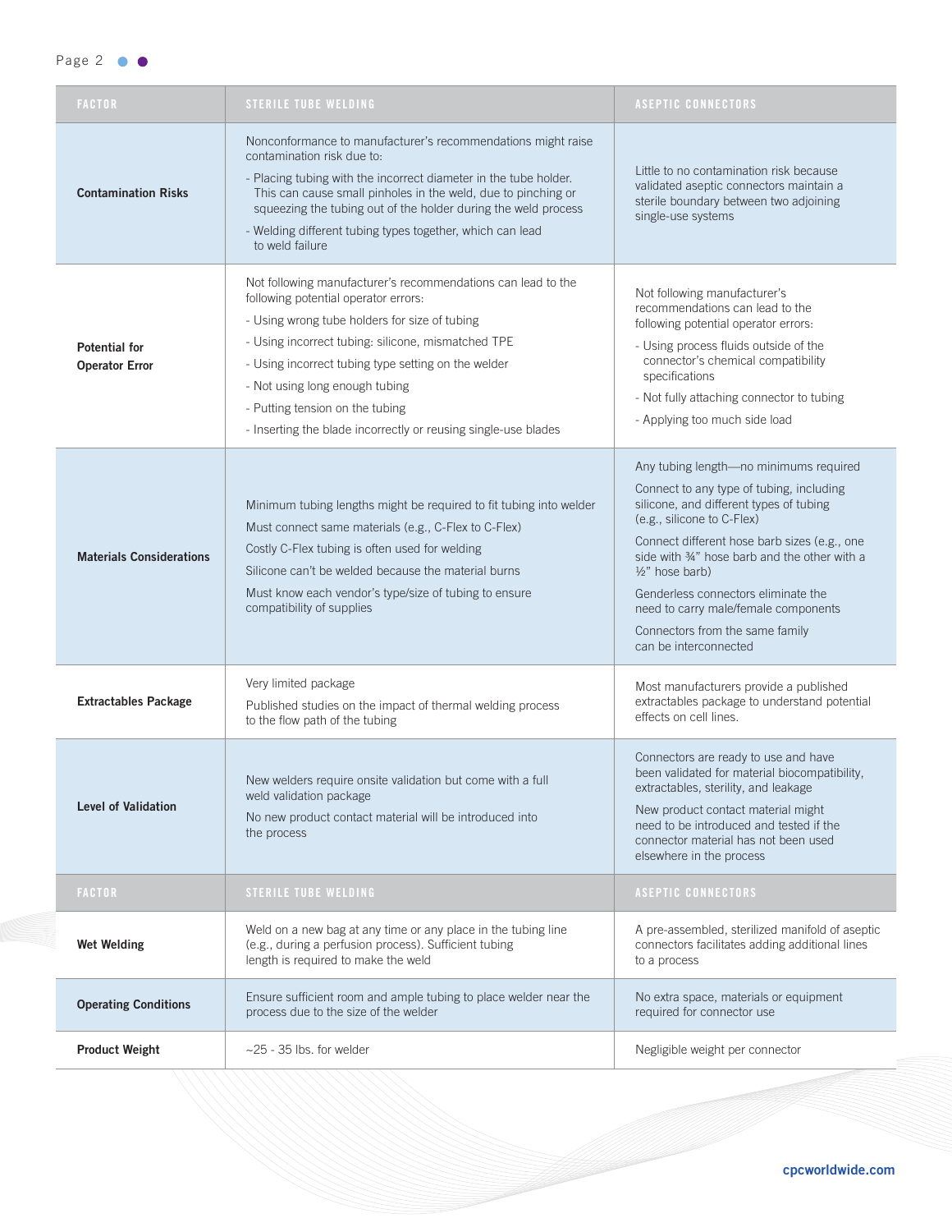| FACTOR | STERILE TUBE WELDING | ASEPTIC CONNECTORS |
| --- | --- | --- |
| **Contamination Risks** | Nonconformance to manufacturer's recommendations might raise contamination risk due to:<br>- Placing tubing with the incorrect diameter in the tube holder. This can cause small pinholes in the weld, due to pinching or squeezing the tubing out of the holder during the weld process<br>- Welding different tubing types together, which can lead to weld failure | Little to no contamination risk because validated aseptic connectors maintain a sterile boundary between two adjoining single-use systems |
| **Potential for Operator Error** | Not following manufacturer's recommendations can lead to the following potential operator errors:<br>- Using wrong tube holders for size of tubing<br>- Using incorrect tubing: silicone, mismatched TPE<br>- Using incorrect tubing type setting on the welder<br>- Not using long enough tubing<br>- Putting tension on the tubing<br>- Inserting the blade incorrectly or reusing single-use blades | Not following manufacturer's recommendations can lead to the following potential operator errors:<br>- Using process fluids outside of the connector's chemical compatibility specifications<br>- Not fully attaching connector to tubing<br>- Applying too much side load |
| **Materials Considerations** | Minimum tubing lengths might be required to fit tubing into welder<br>Must connect same materials (e.g., C-Flex to C-Flex)<br>Costly C-Flex tubing is often used for welding<br>Silicone can't be welded because the material burns<br>Must know each vendor's type/size of tubing to ensure compatibility of supplies | Any tubing length—no minimums required<br>Connect to any type of tubing, including silicone, and different types of tubing (e.g., silicone to C-Flex)<br>Connect different hose barb sizes (e.g., one side with ¾" hose barb and the other with a ½" hose barb)<br>Genderless connectors eliminate the need to carry male/female components<br>Connectors from the same family can be interconnected |
| **Extractables Package** | Very limited package<br>Published studies on the impact of thermal welding process to the flow path of the tubing | Most manufacturers provide a published extractables package to understand potential effects on cell lines. |
| **Level of Validation** | New welders require onsite validation but come with a full weld validation package<br>No new product contact material will be introduced into the process | Connectors are ready to use and have been validated for material biocompatibility, extractables, sterility, and leakage<br>New product contact material might need to be introduced and tested if the connector material has not been used elsewhere in the process |
| **Wet Welding** | Weld on a new bag at any time or any place in the tubing line (e.g., during a perfusion process). Sufficient tubing length is required to make the weld | A pre-assembled, sterilized manifold of aseptic connectors facilitates adding additional lines to a process |
| **Operating Conditions** | Ensure sufficient room and ample tubing to place welder near the process due to the size of the welder | No extra space, materials or equipment required for connector use |
| **Product Weight** | ~25 - 35 lbs. for welder | Negligible weight per connector |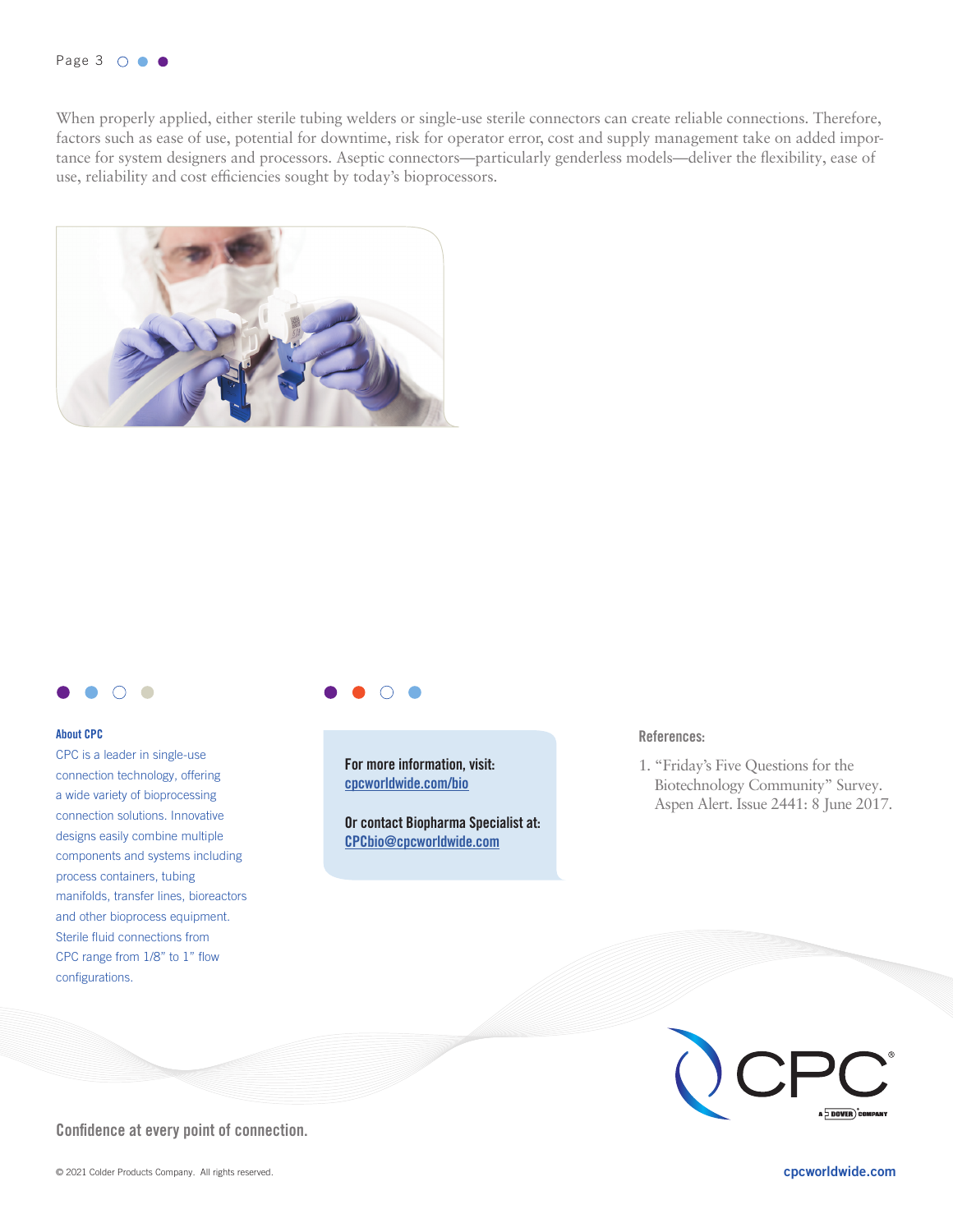When properly applied, either sterile tubing welders or single-use sterile connectors can create reliable connections. Therefore, factors such as ease of use, potential for downtime, risk for operator error, cost and supply management take on added importance for system designers and processors. Aseptic connectors—particularly genderless models—deliver the flexibility, ease of use, reliability and cost efficiencies sought by today's bioprocessors.

**About CPC**

CPC is a leader in single-use connection technology, offering a wide variety of bioprocessing connection solutions. Innovative designs easily combine multiple components and systems including process containers, tubing manifolds, transfer lines, bioreactors and other bioprocess equipment. Sterile fluid connections from CPC range from 1/8" to 1" flow configurations.

**For more information, visit:**
cpcworldwide.com/bio

**Or contact Biopharma Specialist at:**
CPCbio@cpcworldwide.com

**References:**

1. "Friday's Five Questions for the Biotechnology Community" Survey. Aspen Alert. Issue 2441: 8 June 2017.

CPC® A DOVER COMPANY

**Confidence at every point of connection.**

© 2021 Colder Products Company. All rights reserved.

cpcworldwide.com